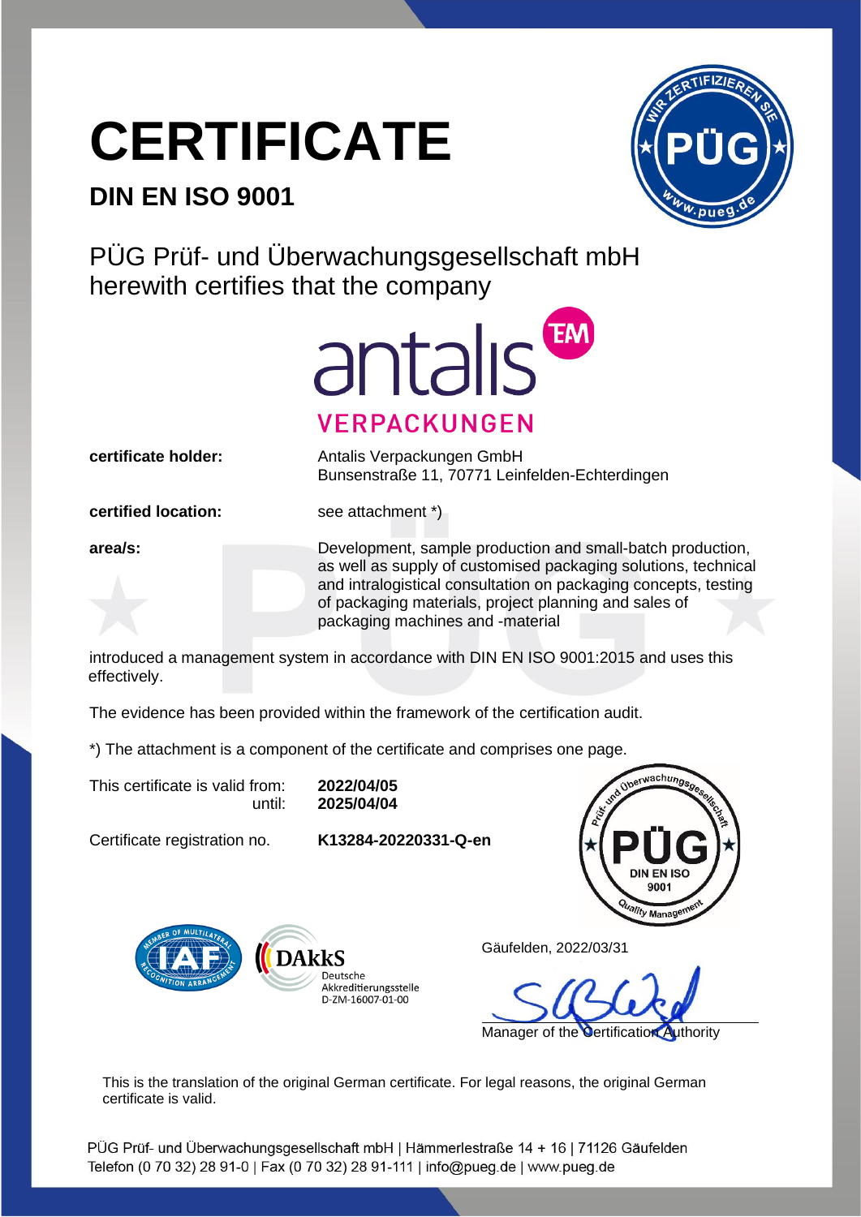# CERTIFICATE

## DIN EN ISO 9001

PÜG Prüf- und Überwachungsgesellschaft mbH
herewith certifies that the company

antalis VERPACKUNGEN

**certificate holder:** Antalis Verpackungen GmbH
Bunsenstraße 11, 70771 Leinfelden-Echterdingen

**certified location:** see attachment *)

**area/s:** Development, sample production and small-batch production, as well as supply of customised packaging solutions, technical and intralogistical consultation on packaging concepts, testing of packaging materials, project planning and sales of packaging machines and -material

introduced a management system in accordance with DIN EN ISO 9001:2015 and uses this effectively.

The evidence has been provided within the framework of the certification audit.

*) The attachment is a component of the certificate and comprises one page.

This certificate is valid from: **2022/04/05**
until: **2025/04/04**

Certificate registration no. **K13284-20220331-Q-en**

DAkkS Deutsche Akkreditierungsstelle D-ZM-16007-01-00

Gäufelden, 2022/03/31

Manager of the Certification Authority

This is the translation of the original German certificate. For legal reasons, the original German certificate is valid.

PÜG Prüf- und Überwachungsgesellschaft mbH | Hämmerlestraße 14 + 16 | 71126 Gäufelden
Telefon (0 70 32) 28 91-0 | Fax (0 70 32) 28 91-111 | info@pueg.de | www.pueg.de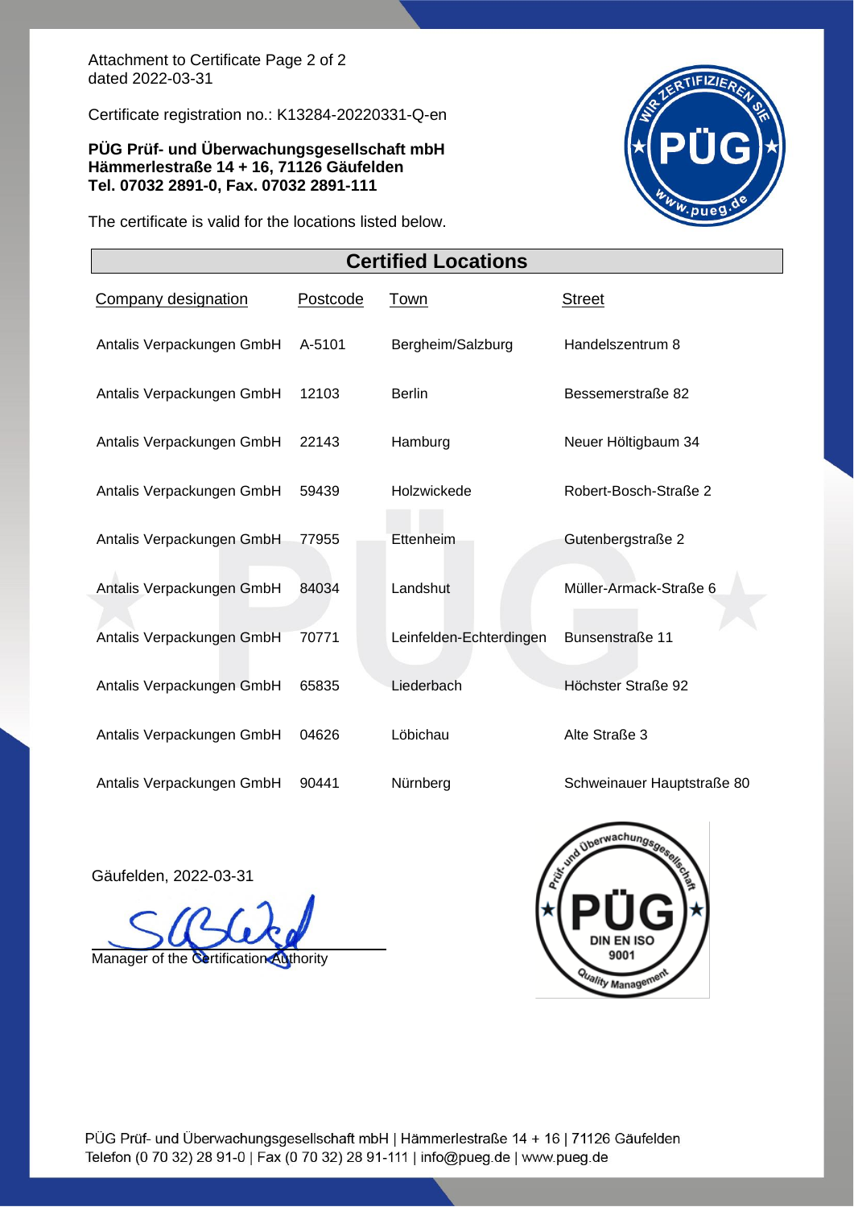Attachment to Certificate Page 2 of 2
dated 2022-03-31

Certificate registration no.: K13284-20220331-Q-en

**PÜG Prüf- und Überwachungsgesellschaft mbH**
**Hämmerlestraße 14 + 16, 71126 Gäufelden**
**Tel. 07032 2891-0, Fax. 07032 2891-111**

The certificate is valid for the locations listed below.

## Certified Locations

| Company designation | Postcode | Town | Street |
|---|---|---|---|
| Antalis Verpackungen GmbH | A-5101 | Bergheim/Salzburg | Handelszentrum 8 |
| Antalis Verpackungen GmbH | 12103 | Berlin | Bessemerstraße 82 |
| Antalis Verpackungen GmbH | 22143 | Hamburg | Neuer Höltigbaum 34 |
| Antalis Verpackungen GmbH | 59439 | Holzwickede | Robert-Bosch-Straße 2 |
| Antalis Verpackungen GmbH | 77955 | Ettenheim | Gutenbergstraße 2 |
| Antalis Verpackungen GmbH | 84034 | Landshut | Müller-Armack-Straße 6 |
| Antalis Verpackungen GmbH | 70771 | Leinfelden-Echterdingen | Bunsenstraße 11 |
| Antalis Verpackungen GmbH | 65835 | Liederbach | Höchster Straße 92 |
| Antalis Verpackungen GmbH | 04626 | Löbichau | Alte Straße 3 |
| Antalis Verpackungen GmbH | 90441 | Nürnberg | Schweinauer Hauptstraße 80 |

Gäufelden, 2022-03-31

Manager of the Certification Authority

PÜG Prüf- und Überwachungsgesellschaft mbH | Hämmerlestraße 14 + 16 | 71126 Gäufelden
Telefon (0 70 32) 28 91-0 | Fax (0 70 32) 28 91-111 | info@pueg.de | www.pueg.de